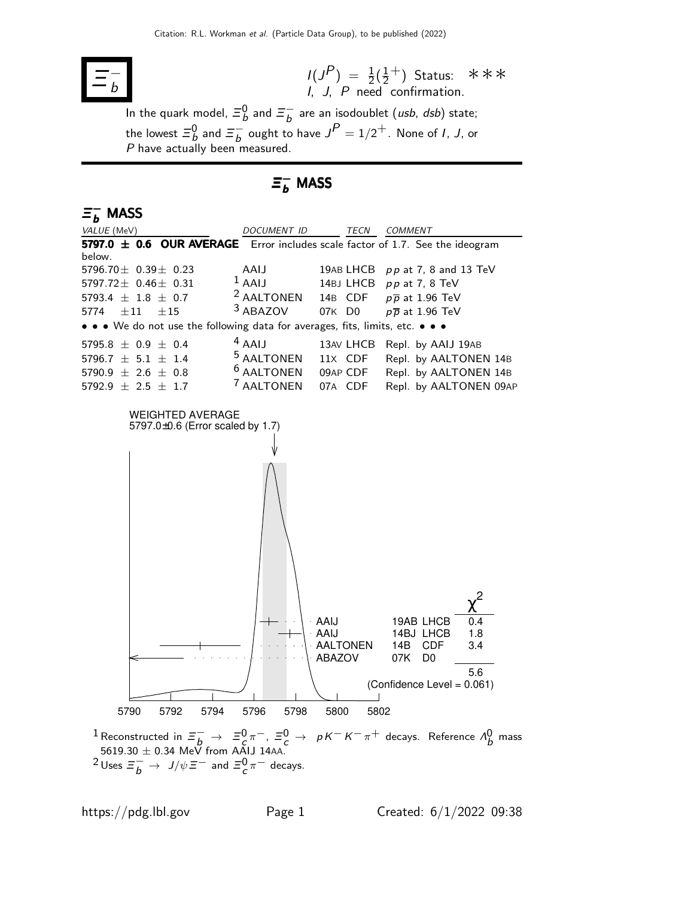# $\Xi_b^-$

$I(J^P) = \frac{1}{2}(\frac{1}{2}^+)$ Status: ∗∗∗
$I$, $J$, $P$ need confirmation.

In the quark model, $\Xi_b^0$ and $\Xi_b^-$ are an isodoublet ($usb$, $dsb$) state; the lowest $\Xi_b^0$ and $\Xi_b^-$ ought to have $J^P = 1/2^+$. None of $I$, $J$, or $P$ have actually been measured.

## $\Xi_b^-$ MASS

### $\Xi_b^-$ MASS

| VALUE (MeV) | DOCUMENT ID | | TECN | COMMENT |
|---|---|---|---|---|
| **5797.0 ± 0.6 OUR AVERAGE** | Error includes scale factor of 1.7. See the ideogram below. | | | |
| 5796.70 ± 0.39 ± 0.23 | AAIJ | 19AB | LHCB | $pp$ at 7, 8 and 13 TeV |
| 5797.72 ± 0.46 ± 0.31 | [1] AAIJ | 14BJ | LHCB | $pp$ at 7, 8 TeV |
| 5793.4 ± 1.8 ± 0.7 | [2] AALTONEN | 14B | CDF | $p\overline{p}$ at 1.96 TeV |
| 5774 ± 11 ± 15 | [3] ABAZOV | 07K | D0 | $p\overline{p}$ at 1.96 TeV |
| • • • We do not use the following data for averages, fits, limits, etc. • • • | | | | |
| 5795.8 ± 0.9 ± 0.4 | [4] AAIJ | 13AV | LHCB | Repl. by AAIJ 19AB |
| 5796.7 ± 5.1 ± 1.4 | [5] AALTONEN | 11X | CDF | Repl. by AALTONEN 14B |
| 5790.9 ± 2.6 ± 0.8 | [6] AALTONEN | 09AP | CDF | Repl. by AALTONEN 14B |
| 5792.9 ± 2.5 ± 1.7 | [7] AALTONEN | 07A | CDF | Repl. by AALTONEN 09AP |

WEIGHTED AVERAGE
5797.0±0.6 (Error scaled by 1.7)

| | | | $\chi^2$ |
|---|---|---|---|
| AAIJ | 19AB | LHCB | 0.4 |
| AAIJ | 14BJ | LHCB | 1.8 |
| AALTONEN | 14B | CDF | 3.4 |
| ABAZOV | 07K | D0 | |
| | | | 5.6 |

(Confidence Level = 0.061)

[1] Reconstructed in $\Xi_b^- \rightarrow \Xi_c^0 \pi^-$, $\Xi_c^0 \rightarrow pK^- K^- \pi^+$ decays. Reference $\Lambda_b^0$ mass 5619.30 ± 0.34 MeV from AAIJ 14AA.

[2] Uses $\Xi_b^- \rightarrow J/\psi \Xi^-$ and $\Xi_c^0 \pi^-$ decays.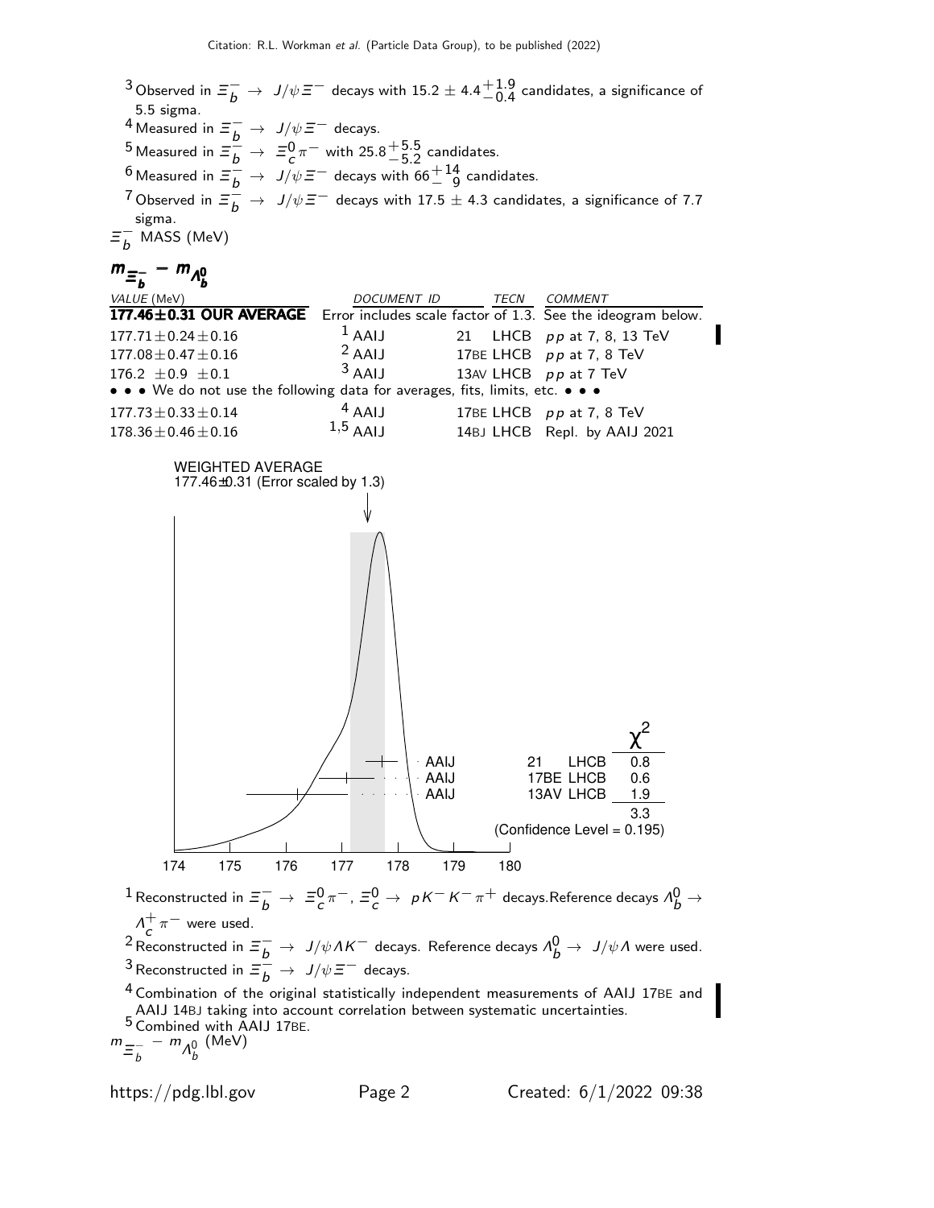[3] Observed in $\Xi_b^- \rightarrow J/\psi \Xi^-$ decays with $15.2 \pm 4.4^{+1.9}_{-0.4}$ candidates, a significance of 5.5 sigma.

[4] Measured in $\Xi_b^- \rightarrow J/\psi \Xi^-$ decays.

[5] Measured in $\Xi_b^- \rightarrow \Xi_c^0 \pi^-$ with $25.8^{+5.5}_{-5.2}$ candidates.

[6] Measured in $\Xi_b^- \rightarrow J/\psi \Xi^-$ decays with $66^{+14}_{-9}$ candidates.

[7] Observed in $\Xi_b^- \rightarrow J/\psi \Xi^-$ decays with $17.5 \pm 4.3$ candidates, a significance of 7.7 sigma.

$\Xi_b^-$ MASS (MeV)

## $m_{\Xi_b^-} - m_{\Lambda_b^0}$

| VALUE (MeV) | DOCUMENT ID | TECN | COMMENT |
|---|---|---|---|
| **177.46±0.31 OUR AVERAGE** | Error includes scale factor of 1.3. See the ideogram below. | | |
| $177.71 \pm 0.24 \pm 0.16$ | [1] AAIJ 21 | LHCB | $pp$ at 7, 8, 13 TeV |
| $177.08 \pm 0.47 \pm 0.16$ | [2] AAIJ 17BE | LHCB | $pp$ at 7, 8 TeV |
| $176.2 \pm 0.9 \pm 0.1$ | [3] AAIJ 13AV | LHCB | $pp$ at 7 TeV |
| • • • We do not use the following data for averages, fits, limits, etc. • • • | | | |
| $177.73 \pm 0.33 \pm 0.14$ | [4] AAIJ 17BE | LHCB | $pp$ at 7, 8 TeV |
| $178.36 \pm 0.46 \pm 0.16$ | [1,5] AAIJ 14BJ | LHCB | Repl. by AAIJ 2021 |

WEIGHTED AVERAGE
177.46±0.31 (Error scaled by 1.3)

| | | | $\chi^2$ |
|---|---|---|---|
| AAIJ | 21 | LHCB | 0.8 |
| AAIJ | 17BE | LHCB | 0.6 |
| AAIJ | 13AV | LHCB | 1.9 |
| | | | 3.3 |

(Confidence Level = 0.195)

$m_{\Xi_b^-} - m_{\Lambda_b^0}$ (MeV)

[1] Reconstructed in $\Xi_b^- \rightarrow \Xi_c^0 \pi^-$, $\Xi_c^0 \rightarrow pK^-K^-\pi^+$ decays.Reference decays $\Lambda_b^0 \rightarrow \Lambda_c^+ \pi^-$ were used.

[2] Reconstructed in $\Xi_b^- \rightarrow J/\psi \Lambda K^-$ decays. Reference decays $\Lambda_b^0 \rightarrow J/\psi \Lambda$ were used.

[3] Reconstructed in $\Xi_b^- \rightarrow J/\psi \Xi^-$ decays.

[4] Combination of the original statistically independent measurements of AAIJ 17BE and AAIJ 14BJ taking into account correlation between systematic uncertainties.

[5] Combined with AAIJ 17BE.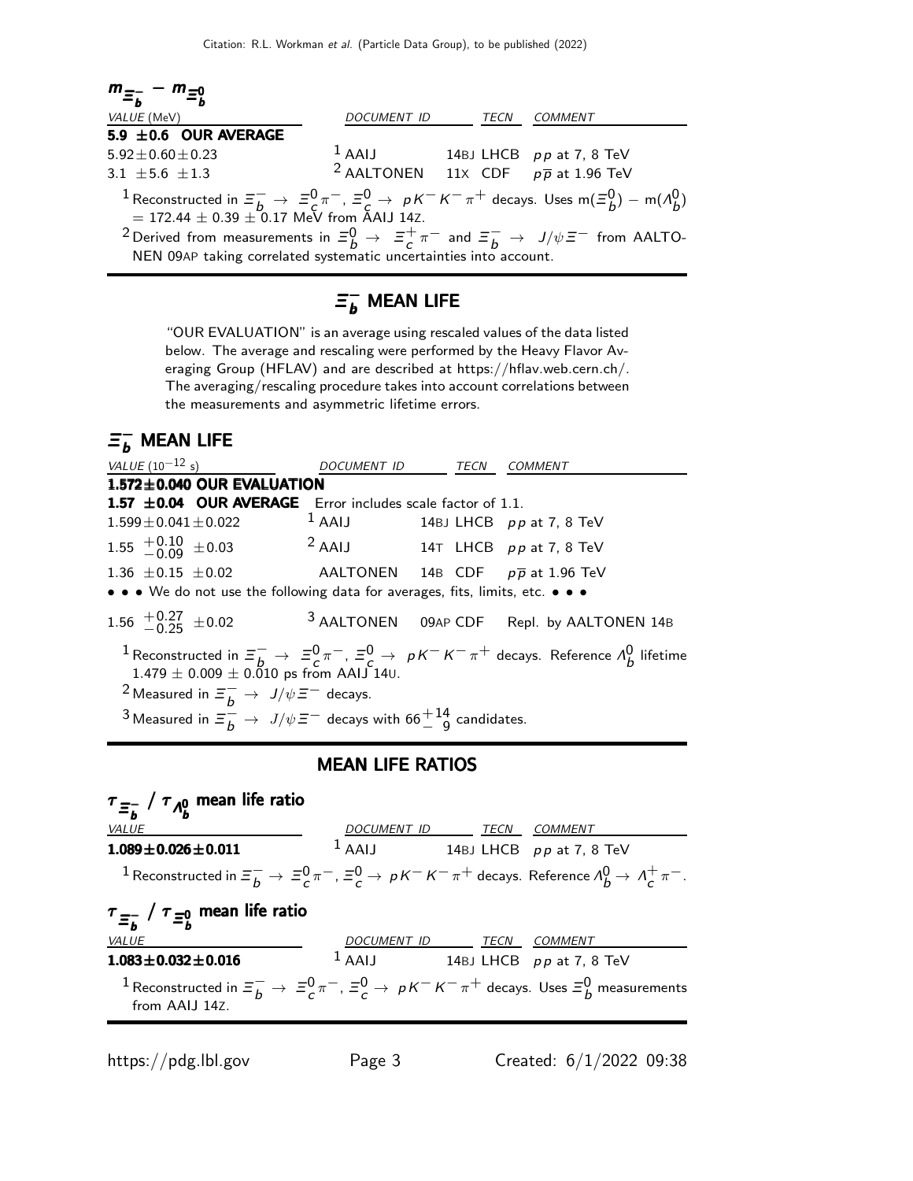### $m_{\Xi_b^-} - m_{\Xi_b^0}$

| VALUE (MeV) | DOCUMENT ID | TECN | COMMENT |
|---|---|---|---|
| **5.9 ±0.6 OUR AVERAGE** | | | |
| $5.92 \pm 0.60 \pm 0.23$ | [1] AAIJ | 14BJ LHCB | $pp$ at 7, 8 TeV |
| $3.1 \pm 5.6 \pm 1.3$ | [2] AALTONEN | 11X CDF | $p\overline{p}$ at 1.96 TeV |

[1] Reconstructed in $\Xi_b^- \rightarrow \Xi_c^0 \pi^-$, $\Xi_c^0 \rightarrow pK^-K^-\pi^+$ decays. Uses $m(\Xi_b^0) - m(\Lambda_b^0) = 172.44 \pm 0.39 \pm 0.17$ MeV from AAIJ 14Z.

[2] Derived from measurements in $\Xi_b^0 \rightarrow \Xi_c^+ \pi^-$ and $\Xi_b^- \rightarrow J/\psi \Xi^-$ from AALTONEN 09AP taking correlated systematic uncertainties into account.

## $\Xi_b^-$ MEAN LIFE

"OUR EVALUATION" is an average using rescaled values of the data listed below. The average and rescaling were performed by the Heavy Flavor Averaging Group (HFLAV) and are described at https://hflav.web.cern.ch/. The averaging/rescaling procedure takes into account correlations between the measurements and asymmetric lifetime errors.

## $\Xi_b^-$ MEAN LIFE

| VALUE ($10^{-12}$ s) | DOCUMENT ID | TECN | COMMENT |
|---|---|---|---|
| **1.572±0.040 OUR EVALUATION** | | | |
| **1.57 ±0.04 OUR AVERAGE** Error includes scale factor of 1.1. | | | |
| $1.599 \pm 0.041 \pm 0.022$ | [1] AAIJ | 14BJ LHCB | $pp$ at 7, 8 TeV |
| $1.55 \ {}^{+0.10}_{-0.09} \pm 0.03$ | [2] AAIJ | 14T LHCB | $pp$ at 7, 8 TeV |
| $1.36 \pm 0.15 \pm 0.02$ | AALTONEN | 14B CDF | $p\overline{p}$ at 1.96 TeV |
| • • • We do not use the following data for averages, fits, limits, etc. • • • | | | |
| $1.56 \ {}^{+0.27}_{-0.25} \pm 0.02$ | [3] AALTONEN | 09AP CDF | Repl. by AALTONEN 14B |

[1] Reconstructed in $\Xi_b^- \rightarrow \Xi_c^0 \pi^-$, $\Xi_c^0 \rightarrow pK^-K^-\pi^+$ decays. Reference $\Lambda_b^0$ lifetime $1.479 \pm 0.009 \pm 0.010$ ps from AAIJ 14U.

[2] Measured in $\Xi_b^- \rightarrow J/\psi \Xi^-$ decays.

[3] Measured in $\Xi_b^- \rightarrow J/\psi \Xi^-$ decays with $66^{+14}_{-9}$ candidates.

## MEAN LIFE RATIOS

### $\tau_{\Xi_b^-} / \tau_{\Lambda_b^0}$ mean life ratio

| VALUE | DOCUMENT ID | TECN | COMMENT |
|---|---|---|---|
| **$1.089 \pm 0.026 \pm 0.011$** | [1] AAIJ | 14BJ LHCB | $pp$ at 7, 8 TeV |

[1] Reconstructed in $\Xi_b^- \rightarrow \Xi_c^0 \pi^-$, $\Xi_c^0 \rightarrow pK^-K^-\pi^+$ decays. Reference $\Lambda_b^0 \rightarrow \Lambda_c^+ \pi^-$.

### $\tau_{\Xi_b^-} / \tau_{\Xi_b^0}$ mean life ratio

| VALUE | DOCUMENT ID | TECN | COMMENT |
|---|---|---|---|
| **$1.083 \pm 0.032 \pm 0.016$** | [1] AAIJ | 14BJ LHCB | $pp$ at 7, 8 TeV |

[1] Reconstructed in $\Xi_b^- \rightarrow \Xi_c^0 \pi^-$, $\Xi_c^0 \rightarrow pK^-K^-\pi^+$ decays. Uses $\Xi_b^0$ measurements from AAIJ 14Z.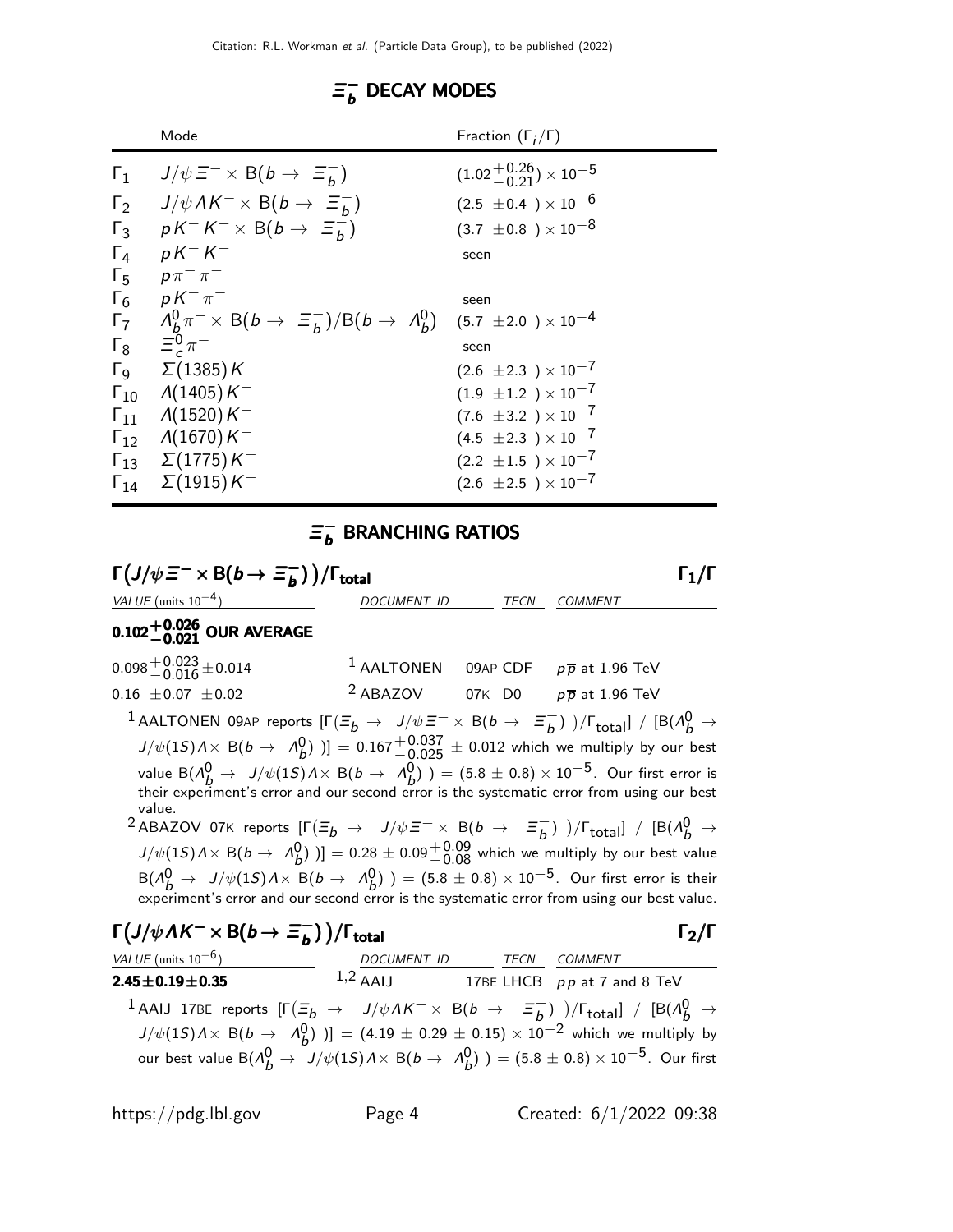## $\Xi_b^-$ DECAY MODES

| | Mode | Fraction ($\Gamma_i/\Gamma$) |
|---|---|---|
| $\Gamma_1$ | $J/\psi\,\Xi^- \times$ B($b \to \Xi_b^-$) | $(1.02^{+0.26}_{-0.21}) \times 10^{-5}$ |
| $\Gamma_2$ | $J/\psi\,\Lambda K^- \times$ B($b \to \Xi_b^-$) | $(2.5 \pm 0.4\,) \times 10^{-6}$ |
| $\Gamma_3$ | $p K^- K^- \times$ B($b \to \Xi_b^-$) | $(3.7 \pm 0.8\,) \times 10^{-8}$ |
| $\Gamma_4$ | $p K^- K^-$ | seen |
| $\Gamma_5$ | $p \pi^- \pi^-$ | |
| $\Gamma_6$ | $p K^- \pi^-$ | seen |
| $\Gamma_7$ | $\Lambda_b^0 \pi^- \times$ B($b \to \Xi_b^-$)/B($b \to \Lambda_b^0$) | $(5.7 \pm 2.0\,) \times 10^{-4}$ |
| $\Gamma_8$ | $\Xi_c^0 \pi^-$ | seen |
| $\Gamma_9$ | $\Sigma(1385) K^-$ | $(2.6 \pm 2.3\,) \times 10^{-7}$ |
| $\Gamma_{10}$ | $\Lambda(1405) K^-$ | $(1.9 \pm 1.2\,) \times 10^{-7}$ |
| $\Gamma_{11}$ | $\Lambda(1520) K^-$ | $(7.6 \pm 3.2\,) \times 10^{-7}$ |
| $\Gamma_{12}$ | $\Lambda(1670) K^-$ | $(4.5 \pm 2.3\,) \times 10^{-7}$ |
| $\Gamma_{13}$ | $\Sigma(1775) K^-$ | $(2.2 \pm 1.5\,) \times 10^{-7}$ |
| $\Gamma_{14}$ | $\Sigma(1915) K^-$ | $(2.6 \pm 2.5\,) \times 10^{-7}$ |

## $\Xi_b^-$ BRANCHING RATIOS

### $\Gamma(J/\psi\,\Xi^- \times \text{B}(b \to \Xi_b^-))/\Gamma_{\text{total}}$ — $\Gamma_1/\Gamma$

| VALUE (units $10^{-4}$) | DOCUMENT ID | TECN | COMMENT |
|---|---|---|---|
| **$0.102^{+0.026}_{-0.021}$ OUR AVERAGE** | | | |
| $0.098^{+0.023}_{-0.016} \pm 0.014$ | [1] AALTONEN | 09AP CDF | $p\overline{p}$ at 1.96 TeV |
| $0.16 \pm 0.07 \pm 0.02$ | [2] ABAZOV | 07K D0 | $p\overline{p}$ at 1.96 TeV |

[1] AALTONEN 09AP reports $[\Gamma(\Xi_b \to J/\psi\,\Xi^- \times \text{B}(b \to \Xi_b^-))/\Gamma_{\text{total}}] \,/\, [\text{B}(\Lambda_b^0 \to J/\psi(1S)\Lambda \times \text{B}(b \to \Lambda_b^0))] = 0.167^{+0.037}_{-0.025} \pm 0.012$ which we multiply by our best value $\text{B}(\Lambda_b^0 \to J/\psi(1S)\Lambda \times \text{B}(b \to \Lambda_b^0)) = (5.8 \pm 0.8) \times 10^{-5}$. Our first error is their experiment's error and our second error is the systematic error from using our best value.

[2] ABAZOV 07K reports $[\Gamma(\Xi_b \to J/\psi\,\Xi^- \times \text{B}(b \to \Xi_b^-))/\Gamma_{\text{total}}] \,/\, [\text{B}(\Lambda_b^0 \to J/\psi(1S)\Lambda \times \text{B}(b \to \Lambda_b^0))] = 0.28 \pm 0.09^{+0.09}_{-0.08}$ which we multiply by our best value $\text{B}(\Lambda_b^0 \to J/\psi(1S)\Lambda \times \text{B}(b \to \Lambda_b^0)) = (5.8 \pm 0.8) \times 10^{-5}$. Our first error is their experiment's error and our second error is the systematic error from using our best value.

### $\Gamma(J/\psi\,\Lambda K^- \times \text{B}(b \to \Xi_b^-))/\Gamma_{\text{total}}$ — $\Gamma_2/\Gamma$

| VALUE (units $10^{-6}$) | DOCUMENT ID | TECN | COMMENT |
|---|---|---|---|
| **$2.45 \pm 0.19 \pm 0.35$** | [1,2] AAIJ | 17BE LHCB | $pp$ at 7 and 8 TeV |

[1] AAIJ 17BE reports $[\Gamma(\Xi_b \to J/\psi\,\Lambda K^- \times \text{B}(b \to \Xi_b^-))/\Gamma_{\text{total}}] \,/\, [\text{B}(\Lambda_b^0 \to J/\psi(1S)\Lambda \times \text{B}(b \to \Lambda_b^0))] = (4.19 \pm 0.29 \pm 0.15) \times 10^{-2}$ which we multiply by our best value $\text{B}(\Lambda_b^0 \to J/\psi(1S)\Lambda \times \text{B}(b \to \Lambda_b^0)) = (5.8 \pm 0.8) \times 10^{-5}$. Our first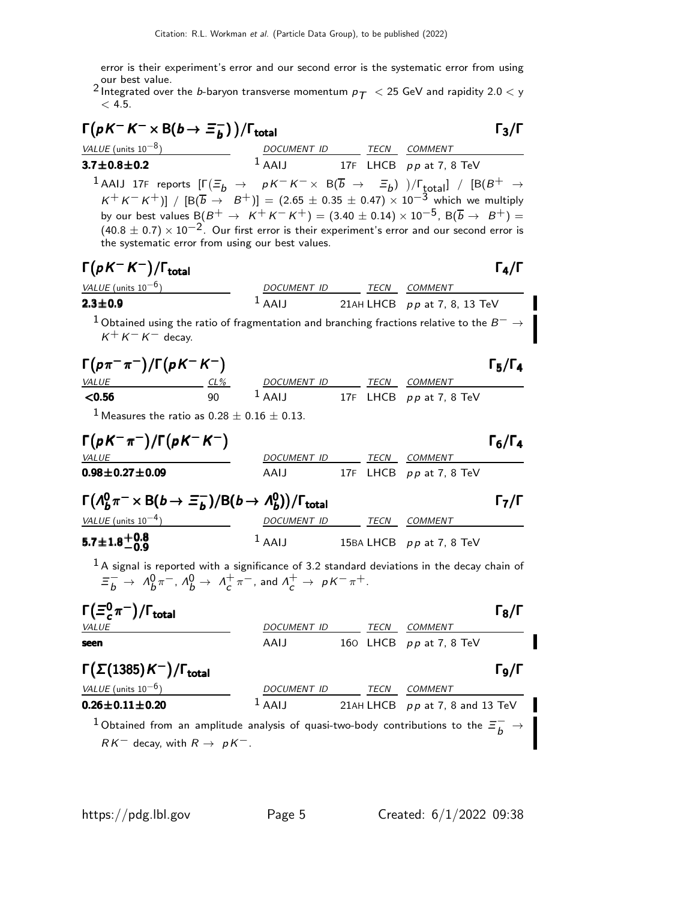error is their experiment's error and our second error is the systematic error from using our best value.

[2] Integrated over the $b$-baryon transverse momentum $p_T < 25$ GeV and rapidity $2.0 < y < 4.5$.

### $\Gamma(pK^-K^- \times B(b \to \Xi_b^-))/\Gamma_{total}$ — $\Gamma_3/\Gamma$

| VALUE (units $10^{-8}$) | DOCUMENT ID | TECN | COMMENT |
|---|---|---|---|
| **3.7±0.8±0.2** | [1] AAIJ 17F | LHCB | $pp$ at 7, 8 TeV |

[1] AAIJ 17F reports $[\Gamma(\Xi_b \to pK^-K^- \times B(\overline{b} \to \Xi_b))/\Gamma_{total}] / [B(B^+ \to K^+K^-K^+)] / [B(\overline{b} \to B^+)] = (2.65 \pm 0.35 \pm 0.47) \times 10^{-3}$ which we multiply by our best values $B(B^+ \to K^+K^-K^+) = (3.40 \pm 0.14) \times 10^{-5}$, $B(\overline{b} \to B^+) = (40.8 \pm 0.7) \times 10^{-2}$. Our first error is their experiment's error and our second error is the systematic error from using our best values.

### $\Gamma(pK^-K^-)/\Gamma_{total}$ — $\Gamma_4/\Gamma$

| VALUE (units $10^{-6}$) | DOCUMENT ID | TECN | COMMENT |
|---|---|---|---|
| **2.3±0.9** | [1] AAIJ 21AH | LHCB | $pp$ at 7, 8, 13 TeV |

[1] Obtained using the ratio of fragmentation and branching fractions relative to the $B^- \to K^+K^-K^-$ decay.

### $\Gamma(p\pi^-\pi^-)/\Gamma(pK^-K^-)$ — $\Gamma_5/\Gamma_4$

| VALUE | CL% | DOCUMENT ID | TECN | COMMENT |
|---|---|---|---|---|
| **<0.56** | 90 | [1] AAIJ 17F | LHCB | $pp$ at 7, 8 TeV |

[1] Measures the ratio as $0.28 \pm 0.16 \pm 0.13$.

### $\Gamma(pK^-\pi^-)/\Gamma(pK^-K^-)$ — $\Gamma_6/\Gamma_4$

| VALUE | DOCUMENT ID | TECN | COMMENT |
|---|---|---|---|
| **0.98±0.27±0.09** | AAIJ 17F | LHCB | $pp$ at 7, 8 TeV |

### $\Gamma(\Lambda_b^0\pi^- \times B(b \to \Xi_b^-)/B(b \to \Lambda_b^0))/\Gamma_{total}$ — $\Gamma_7/\Gamma$

| VALUE (units $10^{-4}$) | DOCUMENT ID | TECN | COMMENT |
|---|---|---|---|
| **$5.7 \pm 1.8^{+0.8}_{-0.9}$** | [1] AAIJ 15BA | LHCB | $pp$ at 7, 8 TeV |

[1] A signal is reported with a significance of 3.2 standard deviations in the decay chain of $\Xi_b^- \to \Lambda_b^0\pi^-$, $\Lambda_b^0 \to \Lambda_c^+\pi^-$, and $\Lambda_c^+ \to pK^-\pi^+$.

### $\Gamma(\Xi_c^0\pi^-)/\Gamma_{total}$ — $\Gamma_8/\Gamma$

| VALUE | DOCUMENT ID | TECN | COMMENT |
|---|---|---|---|
| **seen** | AAIJ 16O | LHCB | $pp$ at 7, 8 TeV |

### $\Gamma(\Sigma(1385)K^-)/\Gamma_{total}$ — $\Gamma_9/\Gamma$

| VALUE (units $10^{-6}$) | DOCUMENT ID | TECN | COMMENT |
|---|---|---|---|
| **0.26±0.11±0.20** | [1] AAIJ 21AH | LHCB | $pp$ at 7, 8 and 13 TeV |

[1] Obtained from an amplitude analysis of quasi-two-body contributions to the $\Xi_b^- \to RK^-$ decay, with $R \to pK^-$.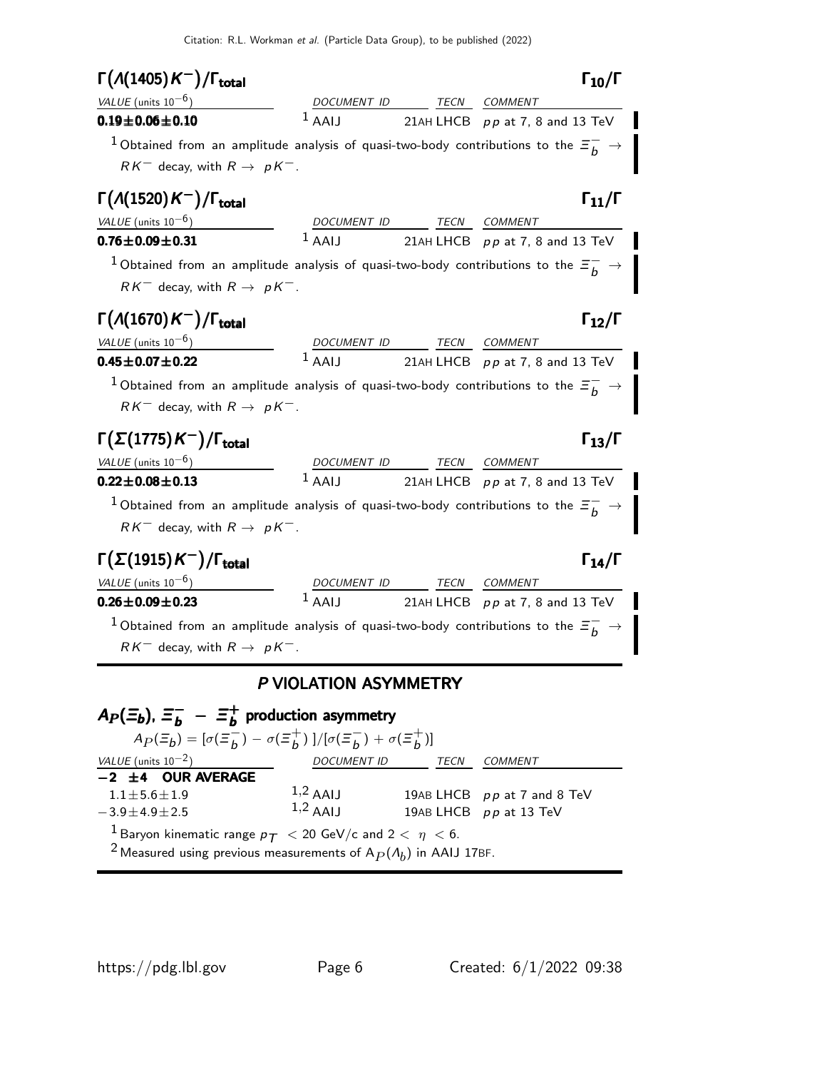### $\Gamma(\Lambda(1405)K^-)/\Gamma_{total}$ — $\Gamma_{10}/\Gamma$

| VALUE (units $10^{-6}$) | DOCUMENT ID | TECN | COMMENT |
|---|---|---|---|
| **0.19±0.06±0.10** | [1] AAIJ 21AH | LHCB | $pp$ at 7, 8 and 13 TeV |

[1] Obtained from an amplitude analysis of quasi-two-body contributions to the $\Xi_b^- \to RK^-$ decay, with $R \to pK^-$.

### $\Gamma(\Lambda(1520)K^-)/\Gamma_{total}$ — $\Gamma_{11}/\Gamma$

| VALUE (units $10^{-6}$) | DOCUMENT ID | TECN | COMMENT |
|---|---|---|---|
| **0.76±0.09±0.31** | [1] AAIJ 21AH | LHCB | $pp$ at 7, 8 and 13 TeV |

[1] Obtained from an amplitude analysis of quasi-two-body contributions to the $\Xi_b^- \to RK^-$ decay, with $R \to pK^-$.

### $\Gamma(\Lambda(1670)K^-)/\Gamma_{total}$ — $\Gamma_{12}/\Gamma$

| VALUE (units $10^{-6}$) | DOCUMENT ID | TECN | COMMENT |
|---|---|---|---|
| **0.45±0.07±0.22** | [1] AAIJ 21AH | LHCB | $pp$ at 7, 8 and 13 TeV |

[1] Obtained from an amplitude analysis of quasi-two-body contributions to the $\Xi_b^- \to RK^-$ decay, with $R \to pK^-$.

### $\Gamma(\Sigma(1775)K^-)/\Gamma_{total}$ — $\Gamma_{13}/\Gamma$

| VALUE (units $10^{-6}$) | DOCUMENT ID | TECN | COMMENT |
|---|---|---|---|
| **0.22±0.08±0.13** | [1] AAIJ 21AH | LHCB | $pp$ at 7, 8 and 13 TeV |

[1] Obtained from an amplitude analysis of quasi-two-body contributions to the $\Xi_b^- \to RK^-$ decay, with $R \to pK^-$.

### $\Gamma(\Sigma(1915)K^-)/\Gamma_{total}$ — $\Gamma_{14}/\Gamma$

| VALUE (units $10^{-6}$) | DOCUMENT ID | TECN | COMMENT |
|---|---|---|---|
| **0.26±0.09±0.23** | [1] AAIJ 21AH | LHCB | $pp$ at 7, 8 and 13 TeV |

[1] Obtained from an amplitude analysis of quasi-two-body contributions to the $\Xi_b^- \to RK^-$ decay, with $R \to pK^-$.

## *P* VIOLATION ASYMMETRY

### $A_P(\Xi_b)$, $\Xi_b^- - \Xi_b^+$ production asymmetry

$A_P(\Xi_b) = [\sigma(\Xi_b^-) - \sigma(\Xi_b^+)]/[\sigma(\Xi_b^-) + \sigma(\Xi_b^+)]$

| VALUE (units $10^{-2}$) | DOCUMENT ID | TECN | COMMENT |
|---|---|---|---|
| **−2 ±4 OUR AVERAGE** | | | |
| 1.1±5.6±1.9 | [1,2] AAIJ 19AB | LHCB | $pp$ at 7 and 8 TeV |
| −3.9±4.9±2.5 | [1,2] AAIJ 19AB | LHCB | $pp$ at 13 TeV |

[1] Baryon kinematic range $p_T < 20$ GeV/c and $2 < \eta < 6$.

[2] Measured using previous measurements of $A_P(\Lambda_b)$ in AAIJ 17BF.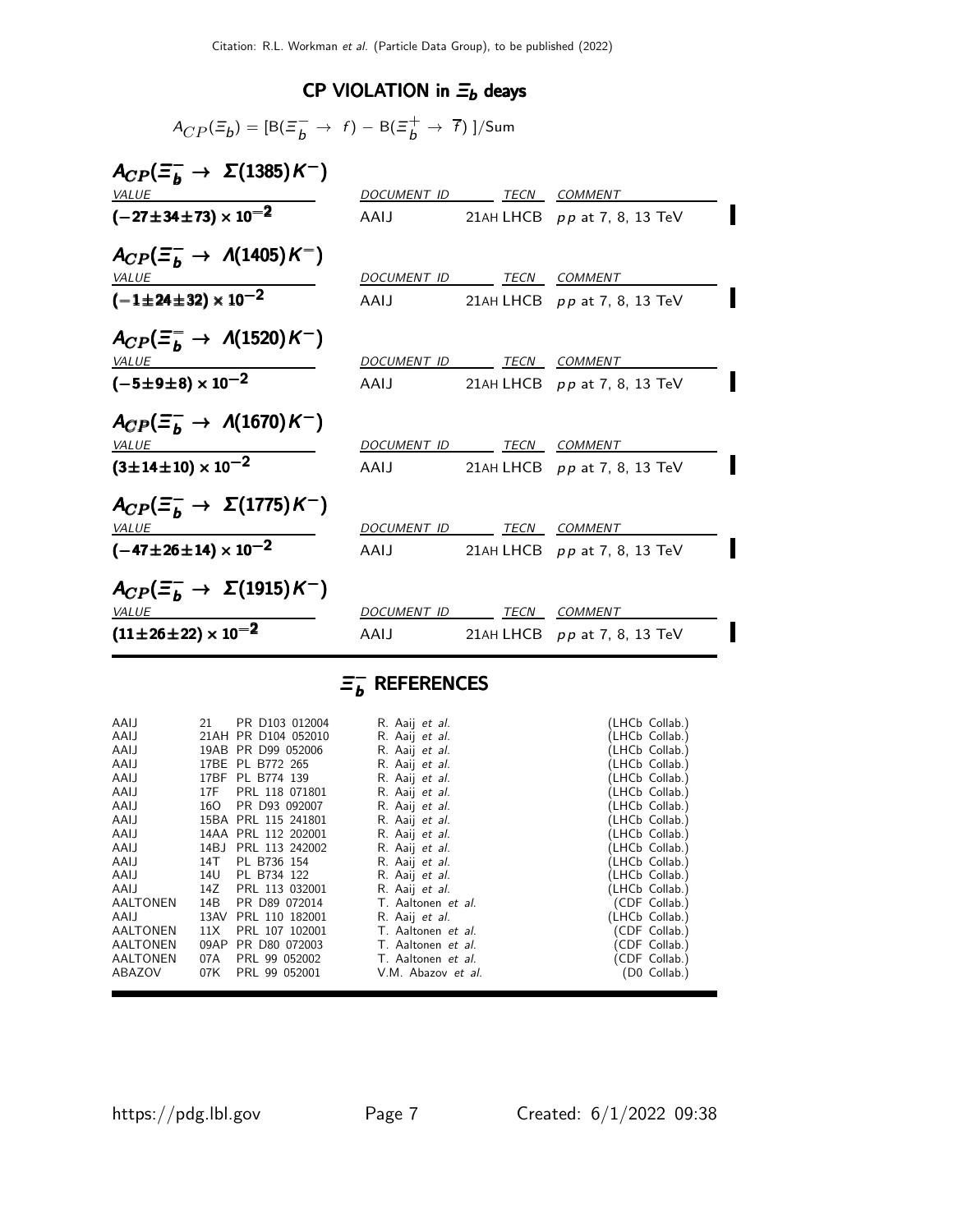## CP VIOLATION in $\Xi_b$ deays

$A_{CP}(\Xi_b) = [\mathrm{B}(\Xi_b^- \to f) - \mathrm{B}(\Xi_b^+ \to \overline{f})]/\mathrm{Sum}$

### $A_{CP}(\Xi_b^- \to \Sigma(1385) K^-)$

| VALUE | DOCUMENT ID | TECN | COMMENT |
|---|---|---|---|
| $(-27 \pm 34 \pm 73) \times 10^{-2}$ | AAIJ 21AH | LHCB | $pp$ at 7, 8, 13 TeV |

### $A_{CP}(\Xi_b^- \to \Lambda(1405) K^-)$

| VALUE | DOCUMENT ID | TECN | COMMENT |
|---|---|---|---|
| $(-1 \pm 24 \pm 32) \times 10^{-2}$ | AAIJ 21AH | LHCB | $pp$ at 7, 8, 13 TeV |

### $A_{CP}(\Xi_b^- \to \Lambda(1520) K^-)$

| VALUE | DOCUMENT ID | TECN | COMMENT |
|---|---|---|---|
| $(-5 \pm 9 \pm 8) \times 10^{-2}$ | AAIJ 21AH | LHCB | $pp$ at 7, 8, 13 TeV |

### $A_{CP}(\Xi_b^- \to \Lambda(1670) K^-)$

| VALUE | DOCUMENT ID | TECN | COMMENT |
|---|---|---|---|
| $(3 \pm 14 \pm 10) \times 10^{-2}$ | AAIJ 21AH | LHCB | $pp$ at 7, 8, 13 TeV |

### $A_{CP}(\Xi_b^- \to \Sigma(1775) K^-)$

| VALUE | DOCUMENT ID | TECN | COMMENT |
|---|---|---|---|
| $(-47 \pm 26 \pm 14) \times 10^{-2}$ | AAIJ 21AH | LHCB | $pp$ at 7, 8, 13 TeV |

### $A_{CP}(\Xi_b^- \to \Sigma(1915) K^-)$

| VALUE | DOCUMENT ID | TECN | COMMENT |
|---|---|---|---|
| $(11 \pm 26 \pm 22) \times 10^{-2}$ | AAIJ 21AH | LHCB | $pp$ at 7, 8, 13 TeV |

## $\Xi_b^-$ REFERENCES

| | | | | |
|---|---|---|---|---|
| AAIJ | 21 | PR D103 012004 | R. Aaij *et al.* | (LHCb Collab.) |
| AAIJ | 21AH | PR D104 052010 | R. Aaij *et al.* | (LHCb Collab.) |
| AAIJ | 19AB | PR D99 052006 | R. Aaij *et al.* | (LHCb Collab.) |
| AAIJ | 17BE | PL B772 265 | R. Aaij *et al.* | (LHCb Collab.) |
| AAIJ | 17BF | PL B774 139 | R. Aaij *et al.* | (LHCb Collab.) |
| AAIJ | 17F | PRL 118 071801 | R. Aaij *et al.* | (LHCb Collab.) |
| AAIJ | 16O | PR D93 092007 | R. Aaij *et al.* | (LHCb Collab.) |
| AAIJ | 15BA | PRL 115 241801 | R. Aaij *et al.* | (LHCb Collab.) |
| AAIJ | 14AA | PRL 112 202001 | R. Aaij *et al.* | (LHCb Collab.) |
| AAIJ | 14BJ | PRL 113 242002 | R. Aaij *et al.* | (LHCb Collab.) |
| AAIJ | 14T | PL B736 154 | R. Aaij *et al.* | (LHCb Collab.) |
| AAIJ | 14U | PL B734 122 | R. Aaij *et al.* | (LHCb Collab.) |
| AAIJ | 14Z | PRL 113 032001 | R. Aaij *et al.* | (LHCb Collab.) |
| AALTONEN | 14B | PR D89 072014 | T. Aaltonen *et al.* | (CDF Collab.) |
| AAIJ | 13AV | PRL 110 182001 | R. Aaij *et al.* | (LHCb Collab.) |
| AALTONEN | 11X | PRL 107 102001 | T. Aaltonen *et al.* | (CDF Collab.) |
| AALTONEN | 09AP | PR D80 072003 | T. Aaltonen *et al.* | (CDF Collab.) |
| AALTONEN | 07A | PRL 99 052002 | T. Aaltonen *et al.* | (CDF Collab.) |
| ABAZOV | 07K | PRL 99 052001 | V.M. Abazov *et al.* | (D0 Collab.) |